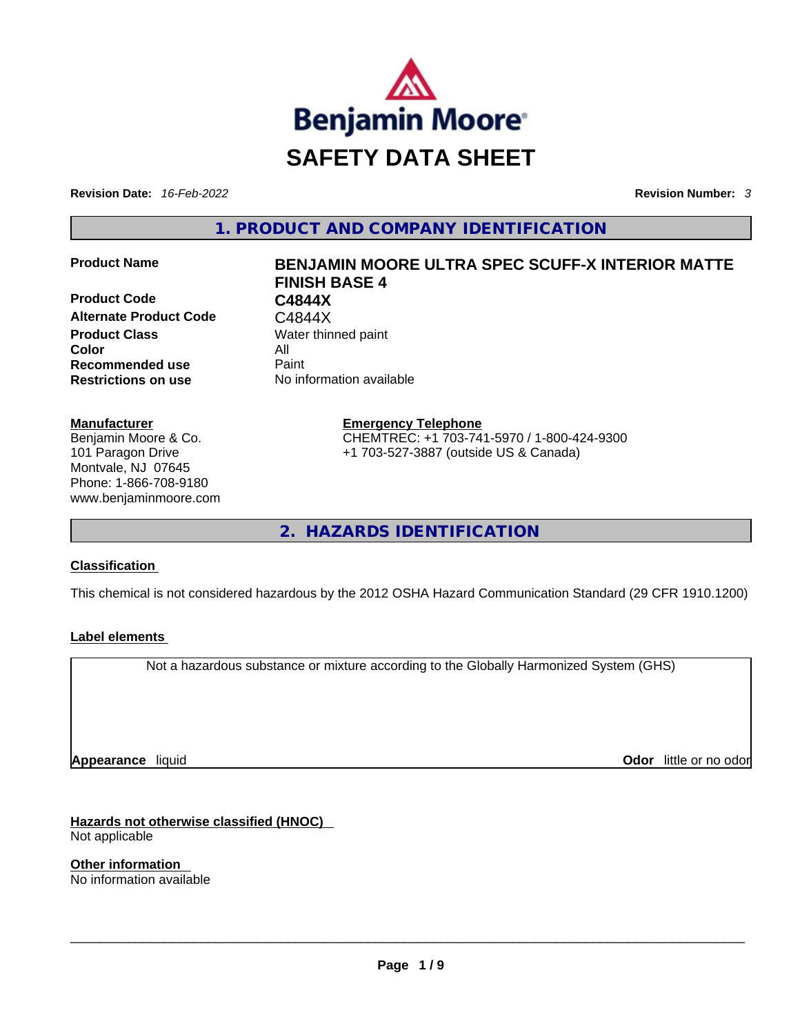Benjamin Moore

# SAFETY DATA SHEET

**Revision Date:** *16-Feb-2022* **Revision Number:** *3*

## 1. PRODUCT AND COMPANY IDENTIFICATION

| | |
|---|---|
| **Product Name** | **BENJAMIN MOORE ULTRA SPEC SCUFF-X INTERIOR MATTE FINISH BASE 4** |
| **Product Code** | **C4844X** |
| **Alternate Product Code** | C4844X |
| **Product Class** | Water thinned paint |
| **Color** | All |
| **Recommended use** | Paint |
| **Restrictions on use** | No information available |

**Manufacturer**
Benjamin Moore & Co.
101 Paragon Drive
Montvale, NJ 07645
Phone: 1-866-708-9180
www.benjaminmoore.com

**Emergency Telephone**
CHEMTREC: +1 703-741-5970 / 1-800-424-9300
+1 703-527-3887 (outside US & Canada)

## 2. HAZARDS IDENTIFICATION

**Classification**

This chemical is not considered hazardous by the 2012 OSHA Hazard Communication Standard (29 CFR 1910.1200)

**Label elements**

Not a hazardous substance or mixture according to the Globally Harmonized System (GHS)

**Appearance** liquid **Odor** little or no odor

**Hazards not otherwise classified (HNOC)**
Not applicable

**Other information**
No information available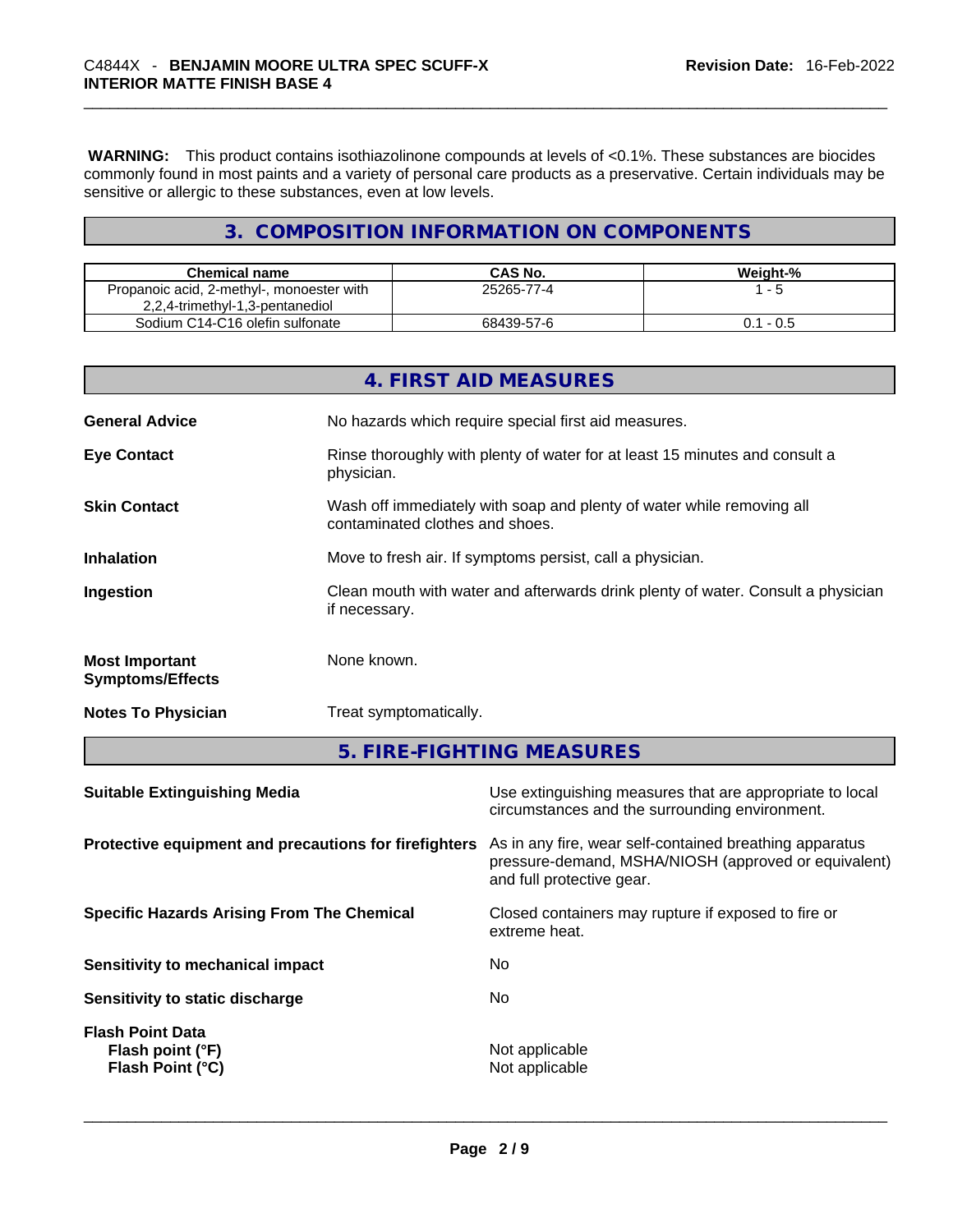**WARNING:** This product contains isothiazolinone compounds at levels of <0.1%. These substances are biocides commonly found in most paints and a variety of personal care products as a preservative. Certain individuals may be sensitive or allergic to these substances, even at low levels.

## 3. COMPOSITION INFORMATION ON COMPONENTS

| Chemical name | CAS No. | Weight-% |
|---|---|---|
| Propanoic acid, 2-methyl-, monoester with 2,2,4-trimethyl-1,3-pentanediol | 25265-77-4 | 1 - 5 |
| Sodium C14-C16 olefin sulfonate | 68439-57-6 | 0.1 - 0.5 |

## 4. FIRST AID MEASURES

**General Advice** No hazards which require special first aid measures.

**Eye Contact** Rinse thoroughly with plenty of water for at least 15 minutes and consult a physician.

**Skin Contact** Wash off immediately with soap and plenty of water while removing all contaminated clothes and shoes.

**Inhalation** Move to fresh air. If symptoms persist, call a physician.

**Ingestion** Clean mouth with water and afterwards drink plenty of water. Consult a physician if necessary.

**Most Important Symptoms/Effects** None known.

**Notes To Physician** Treat symptomatically.

## 5. FIRE-FIGHTING MEASURES

**Suitable Extinguishing Media** Use extinguishing measures that are appropriate to local circumstances and the surrounding environment.

**Protective equipment and precautions for firefighters** As in any fire, wear self-contained breathing apparatus pressure-demand, MSHA/NIOSH (approved or equivalent) and full protective gear.

**Specific Hazards Arising From The Chemical** Closed containers may rupture if exposed to fire or extreme heat.

**Sensitivity to mechanical impact** No

**Sensitivity to static discharge** No

**Flash Point Data**
**Flash point (°F)** Not applicable
**Flash Point (°C)** Not applicable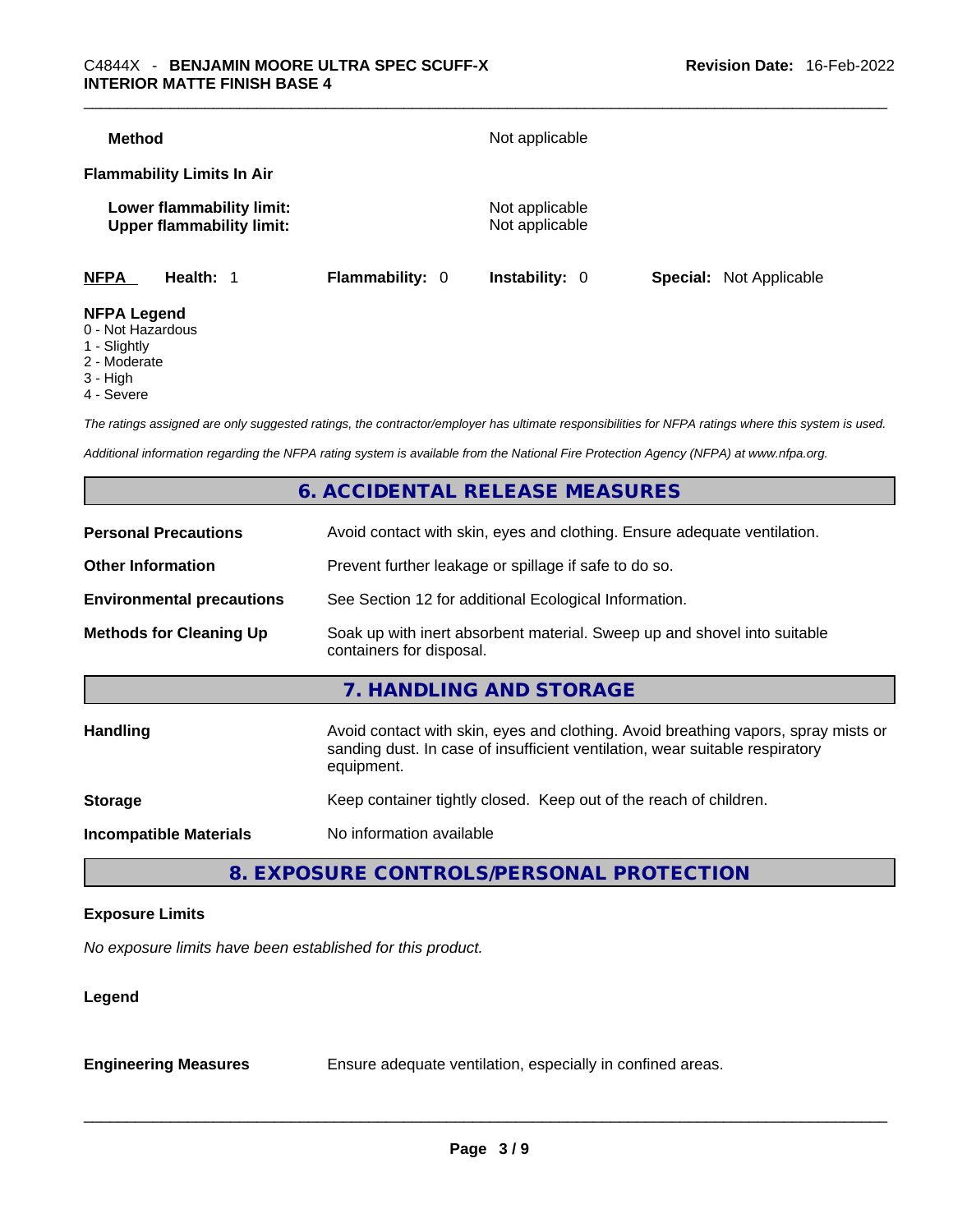**Method** Not applicable

**Flammability Limits In Air**

**Lower flammability limit:** Not applicable
**Upper flammability limit:** Not applicable

| **NFPA** | **Health:** 1 | **Flammability:** 0 | **Instability:** 0 | **Special:** Not Applicable |
|---|---|---|---|---|

**NFPA Legend**
0 - Not Hazardous
1 - Slightly
2 - Moderate
3 - High
4 - Severe

*The ratings assigned are only suggested ratings, the contractor/employer has ultimate responsibilities for NFPA ratings where this system is used.*

*Additional information regarding the NFPA rating system is available from the National Fire Protection Agency (NFPA) at www.nfpa.org.*

## 6. ACCIDENTAL RELEASE MEASURES

| | |
|---|---|
| **Personal Precautions** | Avoid contact with skin, eyes and clothing. Ensure adequate ventilation. |
| **Other Information** | Prevent further leakage or spillage if safe to do so. |
| **Environmental precautions** | See Section 12 for additional Ecological Information. |
| **Methods for Cleaning Up** | Soak up with inert absorbent material. Sweep up and shovel into suitable containers for disposal. |

## 7. HANDLING AND STORAGE

| | |
|---|---|
| **Handling** | Avoid contact with skin, eyes and clothing. Avoid breathing vapors, spray mists or sanding dust. In case of insufficient ventilation, wear suitable respiratory equipment. |
| **Storage** | Keep container tightly closed. Keep out of the reach of children. |
| **Incompatible Materials** | No information available |

## 8. EXPOSURE CONTROLS/PERSONAL PROTECTION

**Exposure Limits**

*No exposure limits have been established for this product.*

**Legend**

**Engineering Measures** Ensure adequate ventilation, especially in confined areas.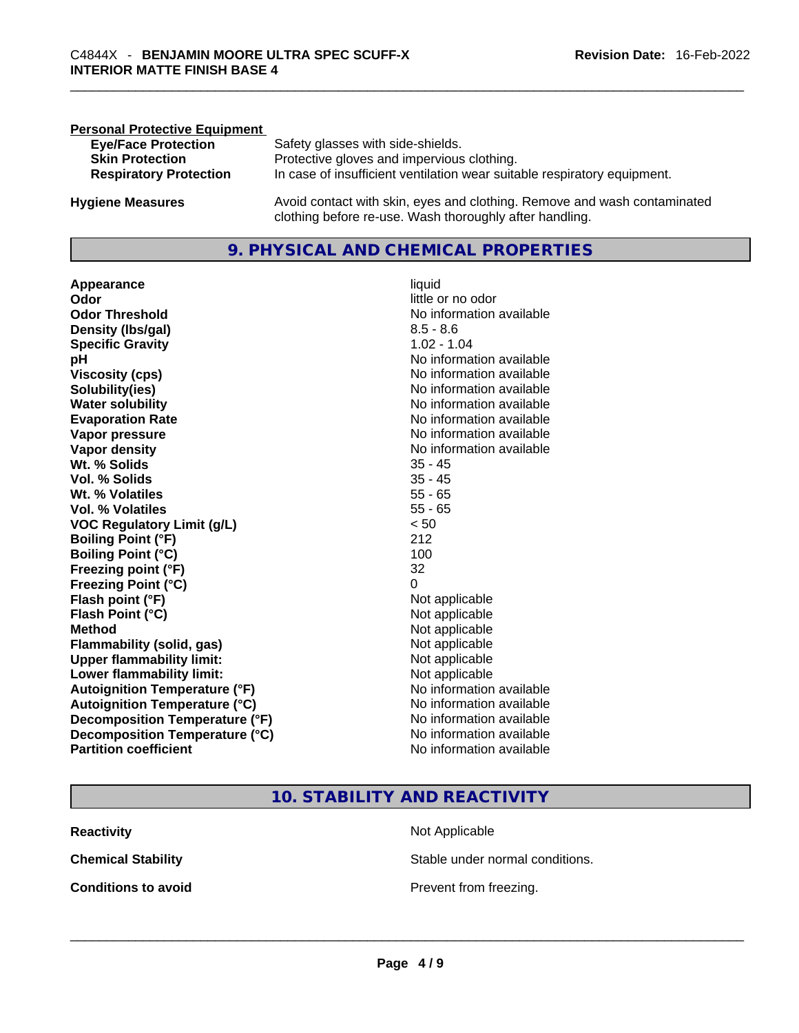**Personal Protective Equipment**

| | |
|---|---|
| **Eye/Face Protection** | Safety glasses with side-shields. |
| **Skin Protection** | Protective gloves and impervious clothing. |
| **Respiratory Protection** | In case of insufficient ventilation wear suitable respiratory equipment. |

| | |
|---|---|
| **Hygiene Measures** | Avoid contact with skin, eyes and clothing. Remove and wash contaminated clothing before re-use. Wash thoroughly after handling. |

## 9. PHYSICAL AND CHEMICAL PROPERTIES

| | |
|---|---|
| **Appearance** | liquid |
| **Odor** | little or no odor |
| **Odor Threshold** | No information available |
| **Density (lbs/gal)** | 8.5 - 8.6 |
| **Specific Gravity** | 1.02 - 1.04 |
| **pH** | No information available |
| **Viscosity (cps)** | No information available |
| **Solubility(ies)** | No information available |
| **Water solubility** | No information available |
| **Evaporation Rate** | No information available |
| **Vapor pressure** | No information available |
| **Vapor density** | No information available |
| **Wt. % Solids** | 35 - 45 |
| **Vol. % Solids** | 35 - 45 |
| **Wt. % Volatiles** | 55 - 65 |
| **Vol. % Volatiles** | 55 - 65 |
| **VOC Regulatory Limit (g/L)** | < 50 |
| **Boiling Point (°F)** | 212 |
| **Boiling Point (°C)** | 100 |
| **Freezing point (°F)** | 32 |
| **Freezing Point (°C)** | 0 |
| **Flash point (°F)** | Not applicable |
| **Flash Point (°C)** | Not applicable |
| **Method** | Not applicable |
| **Flammability (solid, gas)** | Not applicable |
| **Upper flammability limit:** | Not applicable |
| **Lower flammability limit:** | Not applicable |
| **Autoignition Temperature (°F)** | No information available |
| **Autoignition Temperature (°C)** | No information available |
| **Decomposition Temperature (°F)** | No information available |
| **Decomposition Temperature (°C)** | No information available |
| **Partition coefficient** | No information available |

## 10. STABILITY AND REACTIVITY

| | |
|---|---|
| **Reactivity** | Not Applicable |
| **Chemical Stability** | Stable under normal conditions. |
| **Conditions to avoid** | Prevent from freezing. |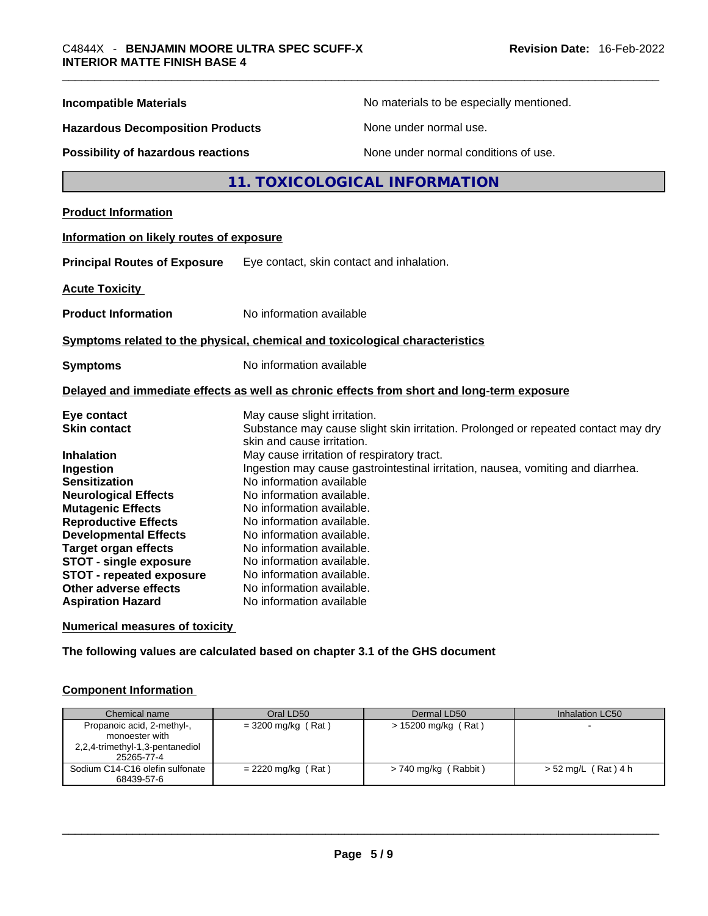**Incompatible Materials** No materials to be especially mentioned.

**Hazardous Decomposition Products** None under normal use.

**Possibility of hazardous reactions** None under normal conditions of use.

## 11. TOXICOLOGICAL INFORMATION

**Product Information**

**Information on likely routes of exposure**

**Principal Routes of Exposure** Eye contact, skin contact and inhalation.

**Acute Toxicity**

**Product Information** No information available

**Symptoms related to the physical, chemical and toxicological characteristics**

**Symptoms** No information available

**Delayed and immediate effects as well as chronic effects from short and long-term exposure**

**Eye contact** May cause slight irritation.
**Skin contact** Substance may cause slight skin irritation. Prolonged or repeated contact may dry skin and cause irritation.
**Inhalation** May cause irritation of respiratory tract.
**Ingestion** Ingestion may cause gastrointestinal irritation, nausea, vomiting and diarrhea.
**Sensitization** No information available
**Neurological Effects** No information available.
**Mutagenic Effects** No information available.
**Reproductive Effects** No information available.
**Developmental Effects** No information available.
**Target organ effects** No information available.
**STOT - single exposure** No information available.
**STOT - repeated exposure** No information available.
**Other adverse effects** No information available.
**Aspiration Hazard** No information available

**Numerical measures of toxicity**

**The following values are calculated based on chapter 3.1 of the GHS document**

**Component Information**

| Chemical name | Oral LD50 | Dermal LD50 | Inhalation LC50 |
|---|---|---|---|
| Propanoic acid, 2-methyl-, monoester with 2,2,4-trimethyl-1,3-pentanediol 25265-77-4 | = 3200 mg/kg ( Rat ) | > 15200 mg/kg ( Rat ) | - |
| Sodium C14-C16 olefin sulfonate 68439-57-6 | = 2220 mg/kg ( Rat ) | > 740 mg/kg ( Rabbit ) | > 52 mg/L ( Rat ) 4 h |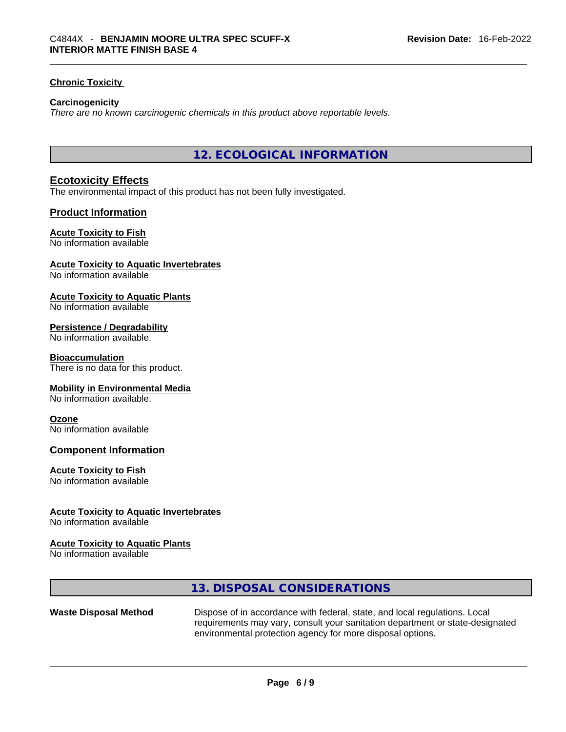#### Chronic Toxicity

**Carcinogenicity**
*There are no known carcinogenic chemicals in this product above reportable levels.*

## 12. ECOLOGICAL INFORMATION

### Ecotoxicity Effects
The environmental impact of this product has not been fully investigated.

### Product Information

**Acute Toxicity to Fish**
No information available

**Acute Toxicity to Aquatic Invertebrates**
No information available

**Acute Toxicity to Aquatic Plants**
No information available

**Persistence / Degradability**
No information available.

**Bioaccumulation**
There is no data for this product.

**Mobility in Environmental Media**
No information available.

**Ozone**
No information available

### Component Information

**Acute Toxicity to Fish**
No information available

**Acute Toxicity to Aquatic Invertebrates**
No information available

**Acute Toxicity to Aquatic Plants**
No information available

## 13. DISPOSAL CONSIDERATIONS

**Waste Disposal Method** Dispose of in accordance with federal, state, and local regulations. Local requirements may vary, consult your sanitation department or state-designated environmental protection agency for more disposal options.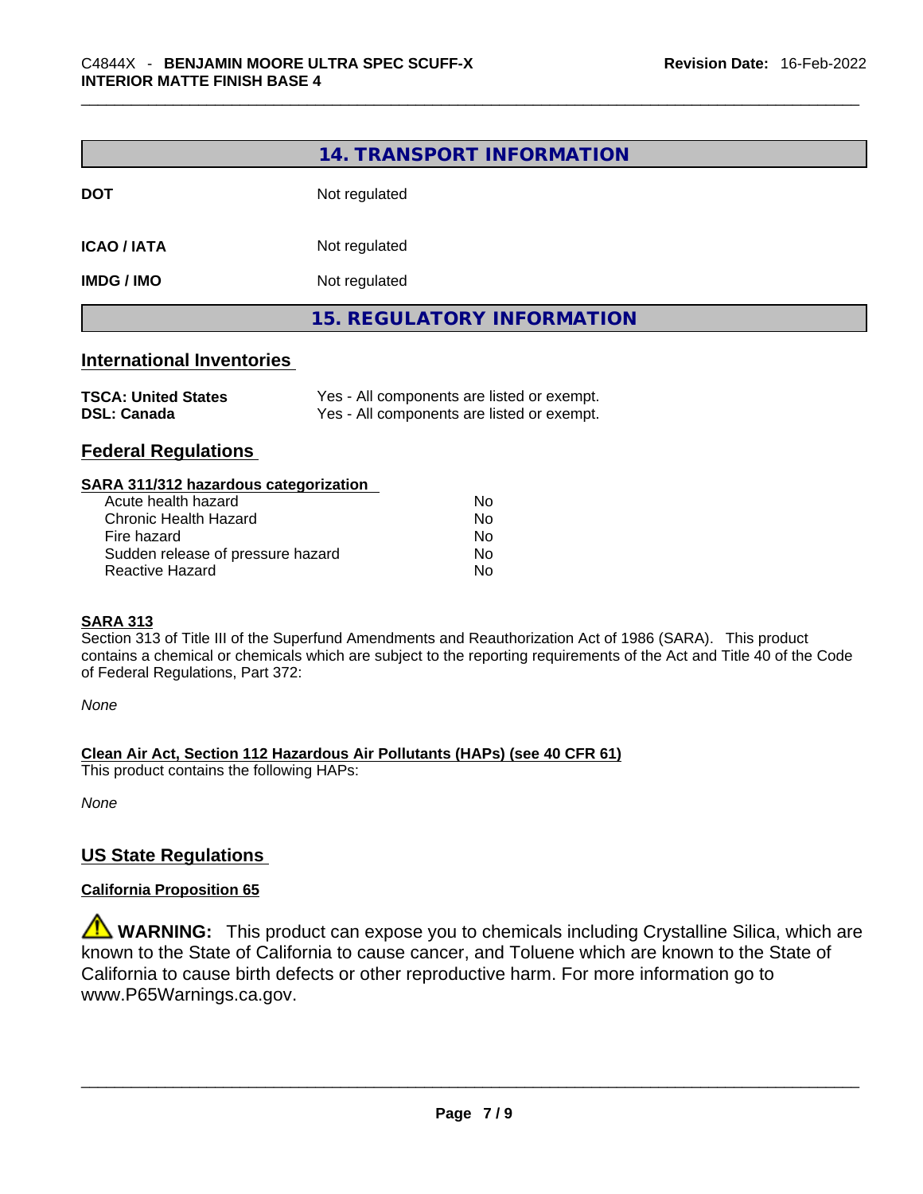## 14. TRANSPORT INFORMATION

| | |
|---|---|
| **DOT** | Not regulated |
| **ICAO / IATA** | Not regulated |
| **IMDG / IMO** | Not regulated |

## 15. REGULATORY INFORMATION

### International Inventories

| | |
|---|---|
| **TSCA: United States** | Yes - All components are listed or exempt. |
| **DSL: Canada** | Yes - All components are listed or exempt. |

### Federal Regulations

**SARA 311/312 hazardous categorization**

| | |
|---|---|
| Acute health hazard | No |
| Chronic Health Hazard | No |
| Fire hazard | No |
| Sudden release of pressure hazard | No |
| Reactive Hazard | No |

**SARA 313**

Section 313 of Title III of the Superfund Amendments and Reauthorization Act of 1986 (SARA). This product contains a chemical or chemicals which are subject to the reporting requirements of the Act and Title 40 of the Code of Federal Regulations, Part 372:

*None*

**Clean Air Act, Section 112 Hazardous Air Pollutants (HAPs) (see 40 CFR 61)**

This product contains the following HAPs:

*None*

### US State Regulations

**California Proposition 65**

⚠ **WARNING:** This product can expose you to chemicals including Crystalline Silica, which are known to the State of California to cause cancer, and Toluene which are known to the State of California to cause birth defects or other reproductive harm. For more information go to www.P65Warnings.ca.gov.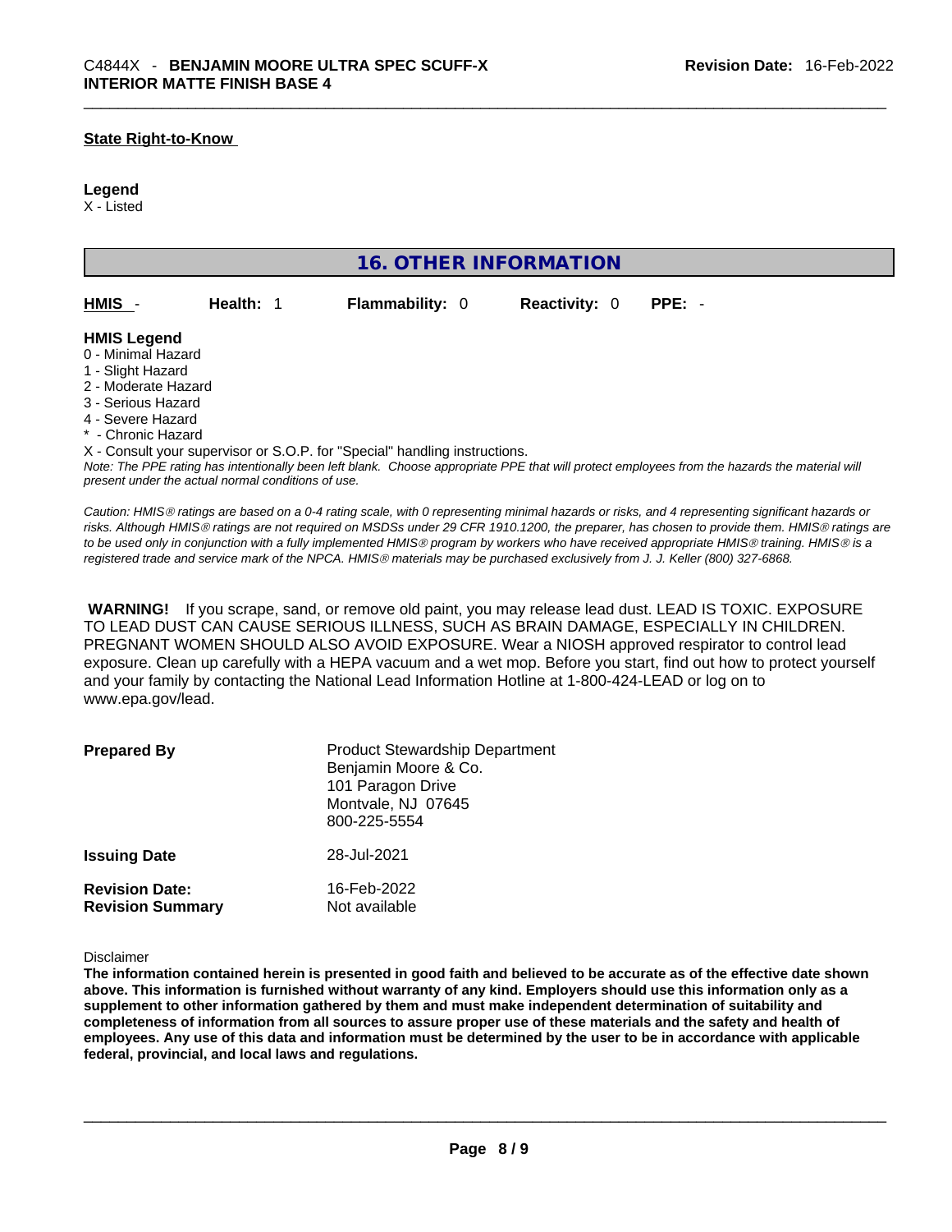**State Right-to-Know**

**Legend**
X - Listed

## 16. OTHER INFORMATION

| **HMIS** - | **Health:** 1 | **Flammability:** 0 | **Reactivity:** 0 | **PPE:** - |
|---|---|---|---|---|

**HMIS Legend**
0 - Minimal Hazard
1 - Slight Hazard
2 - Moderate Hazard
3 - Serious Hazard
4 - Severe Hazard
* - Chronic Hazard
X - Consult your supervisor or S.O.P. for "Special" handling instructions.
*Note: The PPE rating has intentionally been left blank. Choose appropriate PPE that will protect employees from the hazards the material will present under the actual normal conditions of use.*

*Caution: HMIS® ratings are based on a 0-4 rating scale, with 0 representing minimal hazards or risks, and 4 representing significant hazards or risks. Although HMIS® ratings are not required on MSDSs under 29 CFR 1910.1200, the preparer, has chosen to provide them. HMIS® ratings are to be used only in conjunction with a fully implemented HMIS® program by workers who have received appropriate HMIS® training. HMIS® is a registered trade and service mark of the NPCA. HMIS® materials may be purchased exclusively from J. J. Keller (800) 327-6868.*

**WARNING!** If you scrape, sand, or remove old paint, you may release lead dust. LEAD IS TOXIC. EXPOSURE TO LEAD DUST CAN CAUSE SERIOUS ILLNESS, SUCH AS BRAIN DAMAGE, ESPECIALLY IN CHILDREN. PREGNANT WOMEN SHOULD ALSO AVOID EXPOSURE. Wear a NIOSH approved respirator to control lead exposure. Clean up carefully with a HEPA vacuum and a wet mop. Before you start, find out how to protect yourself and your family by contacting the National Lead Information Hotline at 1-800-424-LEAD or log on to www.epa.gov/lead.

**Prepared By**
Product Stewardship Department
Benjamin Moore & Co.
101 Paragon Drive
Montvale, NJ 07645
800-225-5554

**Issuing Date** 28-Jul-2021

**Revision Date:** 16-Feb-2022
**Revision Summary** Not available

Disclaimer
**The information contained herein is presented in good faith and believed to be accurate as of the effective date shown above. This information is furnished without warranty of any kind. Employers should use this information only as a supplement to other information gathered by them and must make independent determination of suitability and completeness of information from all sources to assure proper use of these materials and the safety and health of employees. Any use of this data and information must be determined by the user to be in accordance with applicable federal, provincial, and local laws and regulations.**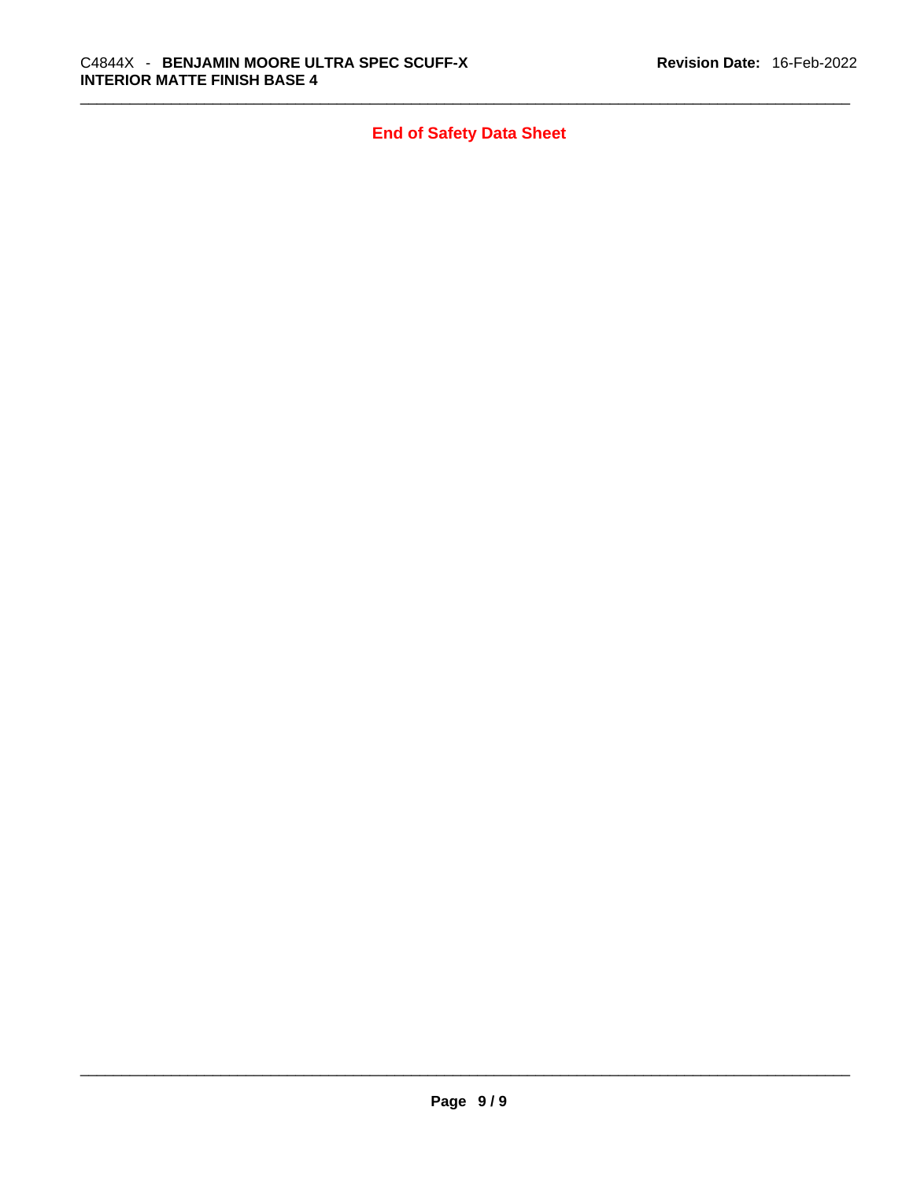**End of Safety Data Sheet**